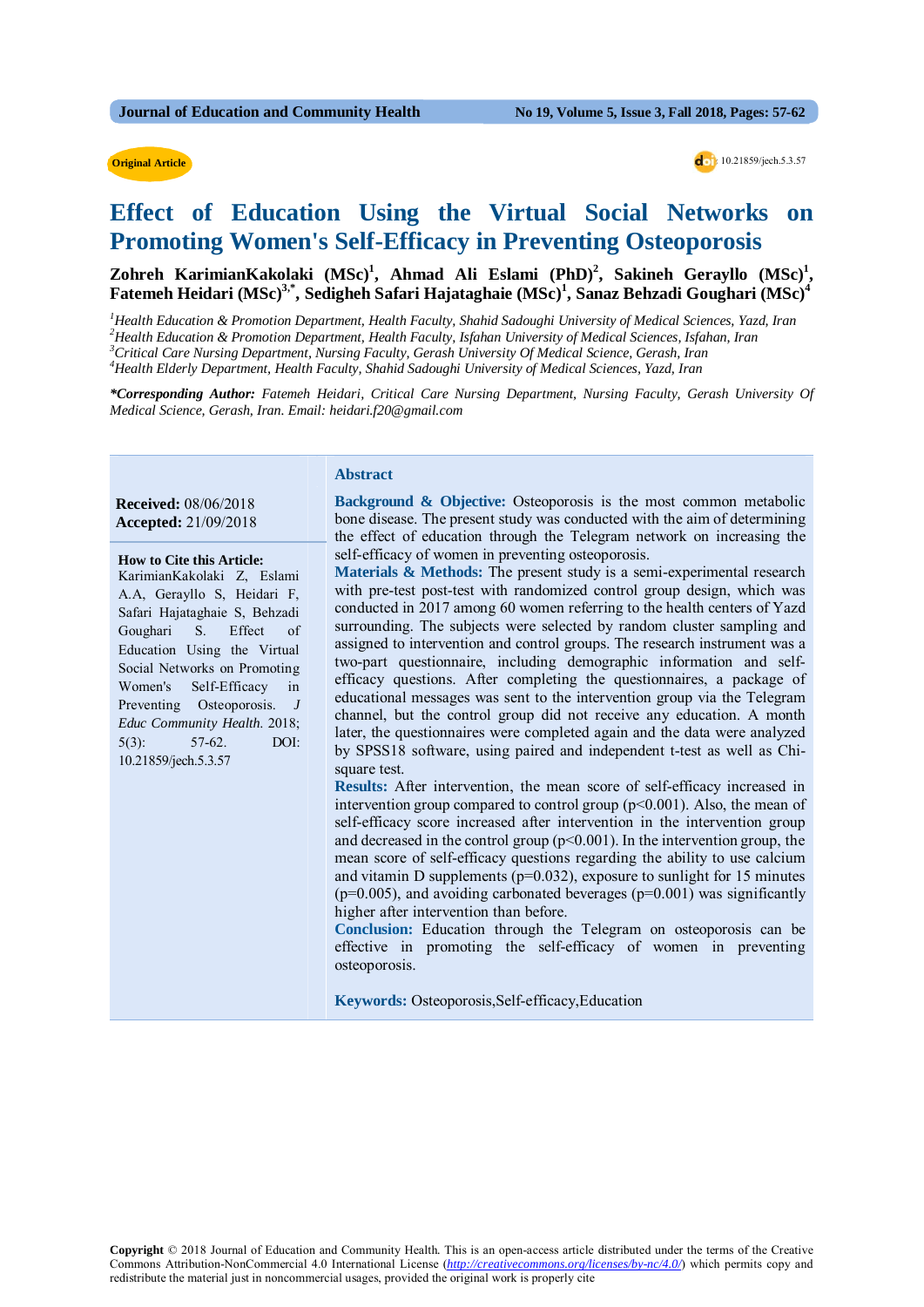Original Article

10.21859/jech.5.3.57

# Effect of Education Using the Virtual Social Networks on Promoting Women's Self-Efficacy in Preventing Osteoporosis

**Zohreh KarimianKakolaki (MSc)[1], Ahmad Ali Eslami (PhD)[2], Sakineh Gerayllo (MSc)[1], Fatemeh Heidari (MSc)[3,*], Sedigheh Safari Hajataghaie (MSc)[1], Sanaz Behzadi Goughari (MSc)[4]**

[1] *Health Education & Promotion Department, Health Faculty, Shahid Sadoughi University of Medical Sciences, Yazd, Iran*
[2] *Health Education & Promotion Department, Health Faculty, Isfahan University of Medical Sciences, Isfahan, Iran*
[3] *Critical Care Nursing Department, Nursing Faculty, Gerash University Of Medical Science, Gerash, Iran*
[4] *Health Elderly Department, Health Faculty, Shahid Sadoughi University of Medical Sciences, Yazd, Iran*

***Corresponding Author:** Fatemeh Heidari, Critical Care Nursing Department, Nursing Faculty, Gerash University Of Medical Science, Gerash, Iran. Email: heidari.f20@gmail.com*

**Received:** 08/06/2018
**Accepted:** 21/09/2018

**How to Cite this Article:**
KarimianKakolaki Z, Eslami A.A, Gerayllo S, Heidari F, Safari Hajataghaie S, Behzadi Goughari S. Effect of Education Using the Virtual Social Networks on Promoting Women's Self-Efficacy in Preventing Osteoporosis. *J Educ Community Health.* 2018; 5(3): 57-62. DOI: 10.21859/jech.5.3.57

## Abstract

**Background & Objective:** Osteoporosis is the most common metabolic bone disease. The present study was conducted with the aim of determining the effect of education through the Telegram network on increasing the self-efficacy of women in preventing osteoporosis.

**Materials & Methods:** The present study is a semi-experimental research with pre-test post-test with randomized control group design, which was conducted in 2017 among 60 women referring to the health centers of Yazd surrounding. The subjects were selected by random cluster sampling and assigned to intervention and control groups. The research instrument was a two-part questionnaire, including demographic information and self-efficacy questions. After completing the questionnaires, a package of educational messages was sent to the intervention group via the Telegram channel, but the control group did not receive any education. A month later, the questionnaires were completed again and the data were analyzed by SPSS18 software, using paired and independent t-test as well as Chi-square test.

**Results:** After intervention, the mean score of self-efficacy increased in intervention group compared to control group ($p<0.001$). Also, the mean of self-efficacy score increased after intervention in the intervention group and decreased in the control group ($p<0.001$). In the intervention group, the mean score of self-efficacy questions regarding the ability to use calcium and vitamin D supplements ($p=0.032$), exposure to sunlight for 15 minutes ($p=0.005$), and avoiding carbonated beverages ($p=0.001$) was significantly higher after intervention than before.

**Conclusion:** Education through the Telegram on osteoporosis can be effective in promoting the self-efficacy of women in preventing osteoporosis.

**Keywords:** Osteoporosis,Self-efficacy,Education

**Copyright** © 2018 Journal of Education and Community Health. This is an open-access article distributed under the terms of the Creative Commons Attribution-NonCommercial 4.0 International License (http://creativecommons.org/licenses/by-nc/4.0/) which permits copy and redistribute the material just in noncommercial usages, provided the original work is properly cite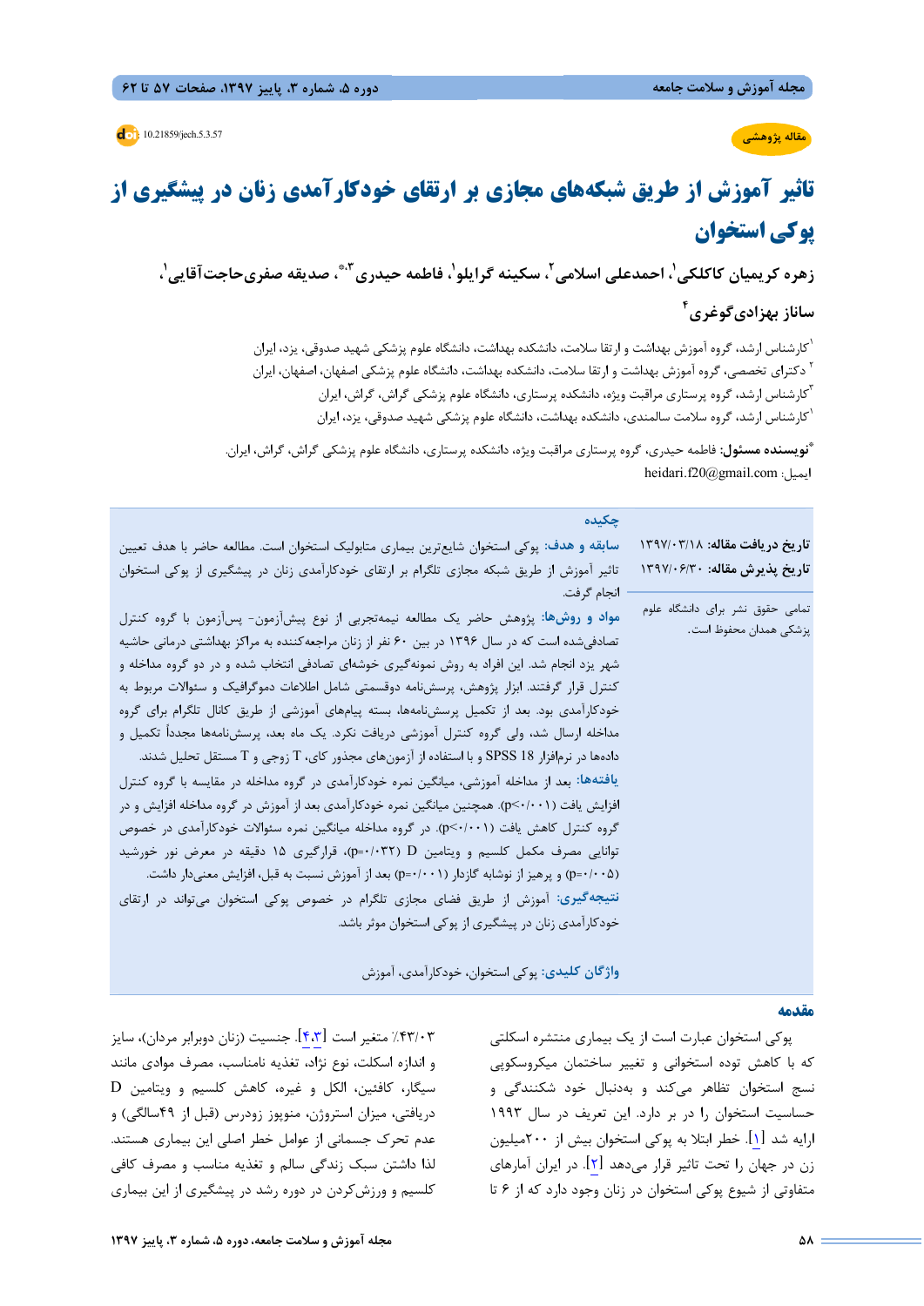مقاله پژوهشی

doi: 10.21859/jech.5.3.57

# تاثیر آموزش از طریق شبکه‌های مجازی بر ارتقای خودکارآمدی زنان در پیشگیری از پوکی استخوان

**زهره کریمیان کاکلکی[1]، احمدعلی اسلامی[2]، سکینه گرایلو[1]، فاطمه حیدری[3*]، صدیقه صفری‌حاجت‌آقایی[1]، ساناز بهزادی‌گوغری[4]**

[1] کارشناس ارشد، گروه آموزش بهداشت و ارتقا سلامت، دانشکده بهداشت، دانشگاه علوم پزشکی شهید صدوقی، یزد، ایران

[2] دکترای تخصصی، گروه آموزش بهداشت و ارتقا سلامت، دانشکده بهداشت، دانشگاه علوم پزشکی اصفهان، اصفهان، ایران

[3] کارشناس ارشد، گروه پرستاری مراقبت ویژه، دانشکده پرستاری، دانشگاه علوم پزشکی گراش، گراش، ایران

[4] کارشناس ارشد، گروه سلامت سالمندی، دانشکده بهداشت، دانشگاه علوم پزشکی شهید صدوقی، یزد، ایران

* **نویسنده مسئول:** فاطمه حیدری، گروه پرستاری مراقبت ویژه، دانشکده پرستاری، دانشگاه علوم پزشکی گراش، گراش، ایران.
ایمیل: heidari.f20@gmail.com

**تاریخ دریافت مقاله:** ۱۳۹۷/۰۳/۱۸
**تاریخ پذیرش مقاله:** ۱۳۹۷/۰۶/۳۰

تمامی حقوق نشر برای دانشگاه علوم پزشکی همدان محفوظ است.

## چکیده

**سابقه و هدف:** پوکی استخوان شایع‌ترین بیماری متابولیک استخوان است. مطالعه حاضر با هدف تعیین تاثیر آموزش از طریق شبکه مجازی تلگرام بر ارتقای خودکارآمدی زنان در پیشگیری از پوکی استخوان انجام گرفت.

**مواد و روش‌ها:** پژوهش حاضر یک مطالعه نیمه‌تجربی از نوع پیش‌آزمون- پس‌آزمون با گروه کنترل تصادفی‌شده است که در سال ۱۳۹۶ در بین ۶۰ نفر از زنان مراجعه‌کننده به مراکز بهداشتی درمانی حاشیه شهر یزد انجام شد. این افراد به روش نمونه‌گیری خوشه‌ای تصادفی انتخاب شده و در دو گروه مداخله و کنترل قرار گرفتند. ابزار پژوهش، پرسش‌نامه دوقسمتی شامل اطلاعات دموگرافیک و سئوالات مربوط به خودکارآمدی بود. بعد از تکمیل پرسش‌نامه‌ها، بسته پیام‌های آموزشی از طریق کانال تلگرام برای گروه مداخله ارسال شد، ولی گروه کنترل آموزشی دریافت نکرد. یک ماه بعد، پرسش‌نامه‌ها مجدداً تکمیل و داده‌ها در نرم‌افزار SPSS 18 و با استفاده از آزمون‌های مجذور کای، T زوجی و T مستقل تحلیل شدند.

**یافته‌ها:** بعد از مداخله آموزشی، میانگین نمره خودکارآمدی در گروه مداخله در مقایسه با گروه کنترل افزایش یافت ($p<0.001$). همچنین میانگین نمره خودکارآمدی بعد از آموزش در گروه مداخله افزایش و در گروه کنترل کاهش یافت ($p<0.001$). در گروه مداخله میانگین نمره سئوالات خودکارآمدی در خصوص توانایی مصرف مکمل کلسیم و ویتامین D ($p=0.032$)، قرارگیری ۱۵ دقیقه در معرض نور خورشید ($p=0.005$) و پرهیز از نوشابه گازدار ($p=0.001$) بعد از آموزش نسبت به قبل، افزایش معنی‌دار داشت.

**نتیجه‌گیری:** آموزش از طریق فضای مجازی تلگرام در خصوص پوکی استخوان می‌تواند در ارتقای خودکارآمدی زنان در پیشگیری از پوکی استخوان موثر باشد.

**واژگان کلیدی:** پوکی استخوان، خودکارآمدی، آموزش

## مقدمه

پوکی استخوان عبارت است از یک بیماری منتشره اسکلتی که با کاهش توده استخوانی و تغییر ساختمان میکروسکوپی نسج استخوان تظاهر می‌کند و به‌دنبال خود شکنندگی و حساسیت استخوان را در بر دارد. این تعریف در سال ۱۹۹۳ ارایه شد [1]. خطر ابتلا به پوکی استخوان بیش از ۲۰۰میلیون زن در جهان را تحت تاثیر قرار می‌دهد [2]. در ایران آمارهای متفاوتی از شیوع پوکی استخوان در زنان وجود دارد که از ۶ تا ۴۳/۰۳٪ متغیر است [3,4]. جنسیت (زنان دوبرابر مردان)، سایز و اندازه اسکلت، نوع نژاد، تغذیه نامناسب، مصرف موادی مانند سیگار، کافئین، الکل و غیره، کاهش کلسیم و ویتامین D دریافتی، میزان استروژن، منوپوز زودرس (قبل از ۴۹سالگی) و عدم تحرک جسمانی از عوامل خطر اصلی این بیماری هستند. لذا داشتن سبک زندگی سالم و تغذیه مناسب و مصرف کافی کلسیم و ورزش‌کردن در دوره رشد در پیشگیری از این بیماری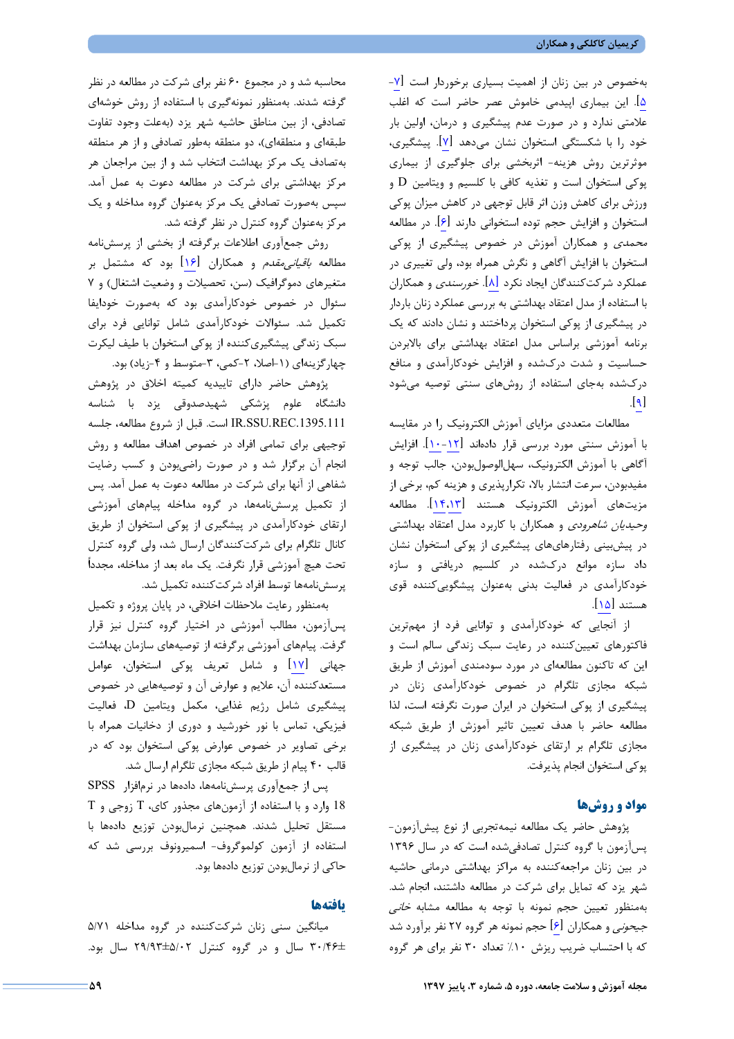به‌خصوص در بین زنان از اهمیت بسیاری برخوردار است [۷-۵]. این بیماری اپیدمی خاموش عصر حاضر است که اغلب علامتی ندارد و در صورت عدم پیشگیری و درمان، اولین بار خود را با شکستگی استخوان نشان می‌دهد [۷]. پیشگیری، موثرترین روش هزینه- اثربخشی برای جلوگیری از بیماری پوکی استخوان است و تغذیه کافی با کلسیم و ویتامین D و ورزش برای کاهش وزن اثر قابل توجهی در کاهش میزان پوکی استخوان و افزایش حجم توده استخوانی دارند [۶]. در مطالعه *محمدی* و همکاران آموزش در خصوص پیشگیری از پوکی استخوان با افزایش آگاهی و نگرش همراه بود، ولی تغییری در عملکرد شرکت‌کنندگان ایجاد نکرد [۸]. *خورسندی* و همکاران با استفاده از مدل اعتقاد بهداشتی به بررسی عملکرد زنان باردار در پیشگیری از پوکی استخوان پرداختند و نشان دادند که یک برنامه آموزشی براساس مدل اعتقاد بهداشتی برای بالابردن حساسیت و شدت درک‌شده و افزایش خودکارآمدی و منافع درک‌شده به‌جای استفاده از روش‌های سنتی توصیه می‌شود [۹].

مطالعات متعددی مزایای آموزش الکترونیک را در مقایسه با آموزش سنتی مورد بررسی قرار داده‌اند [۱۲-۱۰]. افزایش آگاهی با آموزش الکترونیک، سهل‌الوصول‌بودن، جالب توجه و مفیدبودن، سرعت انتشار بالا، تکرارپذیری و هزینه کم، برخی از مزیت‌های آموزش الکترونیک هستند [۱۴،۱۳]. مطالعه *وحیدیان شاهرودی* و همکاران با کاربرد مدل اعتقاد بهداشتی در پیش‌بینی رفتارهای پیشگیری از پوکی استخوان نشان داد سازه موانع درک‌شده در کلسیم دریافتی و سازه خودکارآمدی در فعالیت بدنی به‌عنوان پیشگویی‌کننده قوی هستند [۱۵].

از آنجایی که خودکارآمدی و توانایی فرد از مهم‌ترین فاکتورهای تعیین‌کننده در رعایت سبک زندگی سالم است و این که تاکنون مطالعه‌ای در مورد سودمندی آموزش از طریق شبکه مجازی تلگرام در خصوص خودکارآمدی زنان در پیشگیری از پوکی استخوان در ایران صورت نگرفته است، لذا مطالعه حاضر با هدف تعیین تاثیر آموزش از طریق شبکه مجازی تلگرام بر ارتقای خودکارآمدی زنان در پیشگیری از پوکی استخوان انجام پذیرفت.

## مواد و روش‌ها

پژوهش حاضر یک مطالعه نیمه‌تجربی از نوع پیش‌آزمون- پس‌آزمون با گروه کنترل تصادفی‌شده است که در سال ۱۳۹۶ در بین زنان مراجعه‌کننده به مراکز بهداشتی درمانی حاشیه شهر یزد که تمایل برای شرکت در مطالعه داشتند، انجام شد. به‌منظور تعیین حجم نمونه با توجه به مطالعه مشابه *خانی جیحونی* و همکاران [۶] حجم نمونه هر گروه ۲۷ نفر برآورد شد که با احتساب ضریب ریزش ۱۰٪ تعداد ۳۰ نفر برای هر گروه محاسبه شد و در مجموع ۶۰ نفر برای شرکت در مطالعه در نظر گرفته شدند. به‌منظور نمونه‌گیری با استفاده از روش خوشه‌ای تصادفی، از بین مناطق حاشیه شهر یزد (به‌علت وجود تفاوت طبقه‌ای و منطقه‌ای)، دو منطقه به‌طور تصادفی و از هر منطقه به‌تصادف یک مرکز بهداشت انتخاب شد و از بین مراجعان هر مرکز بهداشتی برای شرکت در مطالعه دعوت به عمل آمد. سپس به‌صورت تصادفی یک مرکز به‌عنوان گروه مداخله و یک مرکز به‌عنوان گروه کنترل در نظر گرفته شد.

روش جمع‌آوری اطلاعات برگرفته از بخشی از پرسش‌نامه مطالعه *باقیانی‌مقدم* و همکاران [۱۶] بود که مشتمل بر متغیرهای دموگرافیک (سن، تحصیلات و وضعیت اشتغال) و ۷ سئوال در خصوص خودکارآمدی بود که به‌صورت خودایفا تکمیل شد. سئوالات خودکارآمدی شامل توانایی فرد برای سبک زندگی پیشگیری‌کننده از پوکی استخوان با طیف لیکرت چهارگزینه‌ای (۱-اصلا، ۲-کمی، ۳-متوسط و ۴-زیاد) بود.

پژوهش حاضر دارای تاییدیه کمیته اخلاق در پژوهش دانشگاه علوم پزشکی شهیدصدوقی یزد با شناسه IR.SSU.REC.1395.111 است. قبل از شروع مطالعه، جلسه توجیهی برای تمامی افراد در خصوص اهداف مطالعه و روش انجام آن برگزار شد و در صورت راضی‌بودن و کسب رضایت شفاهی از آنها برای شرکت در مطالعه دعوت به عمل آمد. پس از تکمیل پرسش‌نامه‌ها، در گروه مداخله پیام‌های آموزشی ارتقای خودکارآمدی در پیشگیری از پوکی استخوان از طریق کانال تلگرام برای شرکت‌کنندگان ارسال شد، ولی گروه کنترل تحت هیچ آموزشی قرار نگرفت. یک ماه بعد از مداخله، مجدداً پرسش‌نامه‌ها توسط افراد شرکت‌کننده تکمیل شد.

به‌منظور رعایت ملاحظات اخلاقی، در پایان پروژه و تکمیل پس‌آزمون، مطالب آموزشی در اختیار گروه کنترل نیز قرار گرفت. پیام‌های آموزشی برگرفته از توصیه‌های سازمان بهداشت جهانی [۱۷] و شامل تعریف پوکی استخوان، عوامل مستعدکننده آن، علایم و عوارض آن و توصیه‌هایی در خصوص پیشگیری شامل رژیم غذایی، مکمل ویتامین D، فعالیت فیزیکی، تماس با نور خورشید و دوری از دخانیات همراه با برخی تصاویر در خصوص عوارض پوکی استخوان بود که در قالب ۴۰ پیام از طریق شبکه مجازی تلگرام ارسال شد.

پس از جمع‌آوری پرسش‌نامه‌ها، داده‌ها در نرم‌افزار SPSS 18 وارد و با استفاده از آزمون‌های مجذور کای، T زوجی و T مستقل تحلیل شدند. همچنین نرمال‌بودن توزیع داده‌ها با استفاده از آزمون کولموگروف- اسمیرنوف بررسی شد که حاکی از نرمال‌بودن توزیع داده‌ها بود.

## یافته‌ها

میانگین سنی زنان شرکت‌کننده در گروه مداخله ۵/۷۱ ±۳۰/۴۶ سال و در گروه کنترل ۲۹/۹۳±۵/۰۲ سال بود.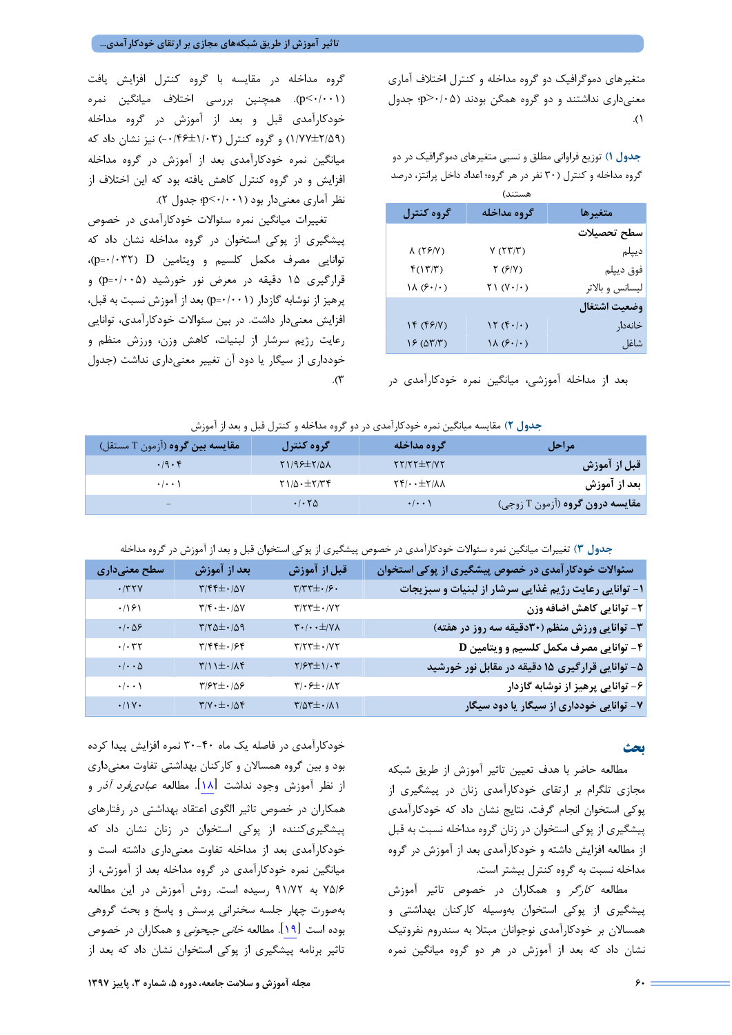متغیرهای دموگرافیک دو گروه مداخله و کنترل اختلاف آماری معنی‌داری نداشتند و دو گروه همگن بودند (p>۰/۰۵؛ جدول ۱).

**جدول ۱)** توزیع فراوانی مطلق و نسبی متغیرهای دموگرافیک در دو گروه مداخله و کنترل (۳۰ نفر در هر گروه؛ اعداد داخل پرانتز، درصد هستند)

| متغیرها | گروه مداخله | گروه کنترل |
|---|---|---|
| **سطح تحصیلات** | | |
| دیپلم | ۷ (۲۳/۳) | ۸ (۲۶/۷) |
| فوق دیپلم | ۲ (۶/۷) | ۴(۱۳/۳) |
| لیسانس و بالاتر | ۲۱ (۷۰/۰) | ۱۸ (۶۰/۰) |
| **وضعیت اشتغال** | | |
| خانه‌دار | ۱۲ (۴۰/۰) | ۱۴ (۴۶/۷) |
| شاغل | ۱۸ (۶۰/۰) | ۱۶ (۵۳/۳) |

بعد از مداخله آموزشی، میانگین نمره خودکارآمدی در گروه مداخله در مقایسه با گروه کنترل افزایش یافت (p<۰/۰۰۱). همچنین بررسی اختلاف میانگین نمره خودکارآمدی قبل و بعد از آموزش در گروه مداخله (۱/۷۷±۲/۵۹) و گروه کنترل (۱/۰۳±۰/۴۶-) نیز نشان داد که میانگین نمره خودکارآمدی بعد از آموزش در گروه مداخله افزایش و در گروه کنترل کاهش یافته بود که این اختلاف از نظر آماری معنی‌دار بود (p<۰/۰۰۱؛ جدول ۲).

تغییرات میانگین نمره سئوالات خودکارآمدی در خصوص پیشگیری از پوکی استخوان در گروه مداخله نشان داد که توانایی مصرف مکمل کلسیم و ویتامین D (p=۰/۰۳۲)، قرارگیری ۱۵ دقیقه در معرض نور خورشید (p=۰/۰۰۵) و پرهیز از نوشابه گازدار (p=۰/۰۰۱) بعد از آموزش نسبت به قبل، افزایش معنی‌دار داشت. در بین سئوالات خودکارآمدی، توانایی رعایت رژیم سرشار از لبنیات، کاهش وزن، ورزش منظم و خودداری از سیگار یا دود آن تغییر معنی‌داری نداشت (جدول ۳).

**جدول ۲)** مقایسه میانگین نمره خودکارآمدی در دو گروه مداخله و کنترل قبل و بعد از آموزش

| مراحل | گروه مداخله | گروه کنترل | مقایسه بین گروه (آزمون T مستقل) |
|---|---|---|---|
| **قبل از آموزش** | ۲۲/۲۲±۳/۷۲ | ۲۱/۹۶±۲/۵۸ | ۰/۹۰۴ |
| **بعد از آموزش** | ۲۴/۰۰±۲/۸۸ | ۲۱/۵۰±۲/۳۴ | ۰/۰۰۱ |
| **مقایسه درون گروه** (آزمون T زوجی) | ۰/۰۰۱ | ۰/۰۲۵ | - |

**جدول ۳)** تغییرات میانگین نمره سئوالات خودکارآمدی در خصوص پیشگیری از پوکی استخوان قبل و بعد از آموزش در گروه مداخله

| سئوالات خودکارآمدی در خصوص پیشگیری از پوکی استخوان | قبل از آموزش | بعد از آموزش | سطح معنی‌داری |
|---|---|---|---|
| ۱- توانایی رعایت رژیم غذایی سرشار از لبنیات و سبزیجات | ۳/۳۳±۰/۶۰ | ۳/۴۴±۰/۵۷ | ۰/۳۲۷ |
| ۲- توانایی کاهش اضافه وزن | ۳/۲۳±۰/۷۲ | ۳/۴۰±۰/۵۷ | ۰/۱۶۱ |
| ۳- توانایی ورزش منظم (۳۰دقیقه سه روز در هفته) | ۳۰/۰۰±۰/۷۸ | ۳/۲۵±۰/۵۹ | ۰/۰۵۶ |
| ۴- توانایی مصرف مکمل کلسیم و ویتامین D | ۳/۲۳±۰/۷۲ | ۳/۴۴±۰/۶۴ | ۰/۰۳۲ |
| ۵- توانایی قرارگیری ۱۵ دقیقه در مقابل نور خورشید | ۲/۶۳±۱/۰۳ | ۳/۱۱±۰/۸۴ | ۰/۰۰۵ |
| ۶- توانایی پرهیز از نوشابه گازدار | ۳/۰۶±۰/۸۲ | ۳/۶۲±۰/۵۶ | ۰/۰۰۱ |
| ۷- توانایی خودداری از سیگار یا دود سیگار | ۳/۵۳±۰/۸۱ | ۳/۷۰±۰/۵۴ | ۰/۱۷۰ |

## بحث

مطالعه حاضر با هدف تعیین تاثیر آموزش از طریق شبکه مجازی تلگرام بر ارتقای خودکارآمدی زنان در پیشگیری از پوکی استخوان انجام گرفت. نتایج نشان داد که خودکارآمدی پیشگیری از پوکی استخوان در زنان گروه مداخله نسبت به قبل از مطالعه افزایش داشته و خودکارآمدی بعد از آموزش در گروه مداخله نسبت به گروه کنترل بیشتر است.

مطالعه *کارگر* و همکاران در خصوص تاثیر آموزش پیشگیری از پوکی استخوان بوسیله کارکنان بهداشتی و همسالان بر خودکارآمدی نوجوانان مبتلا به سندروم نفروتیک نشان داد که بعد از آموزش در هر دو گروه میانگین نمره خودکارآمدی در فاصله یک ماه ۴۰-۳۰ نمره افزایش پیدا کرده بود و بین گروه همسالان و کارکنان بهداشتی تفاوت معنی‌داری از نظر آموزش وجود نداشت [۱۸]. مطالعه *عابدی‌فرد آذر* و همکاران در خصوص تاثیر الگوی اعتقاد بهداشتی در رفتارهای پیشگیری‌کننده از پوکی استخوان در زنان نشان داد که خودکارآمدی بعد از مداخله تفاوت معنی‌داری داشته است و میانگین نمره خودکارآمدی در گروه مداخله بعد از آموزش، از ۷۵/۶ به ۹۱/۷۲ رسیده است. روش آموزش در این مطالعه به‌صورت چهار جلسه سخنرانی پرسش و پاسخ و بحث گروهی بوده است [۱۹]. مطالعه *خانی جیحونی* و همکاران در خصوص تاثیر برنامه پیشگیری از پوکی استخوان نشان داد که بعد از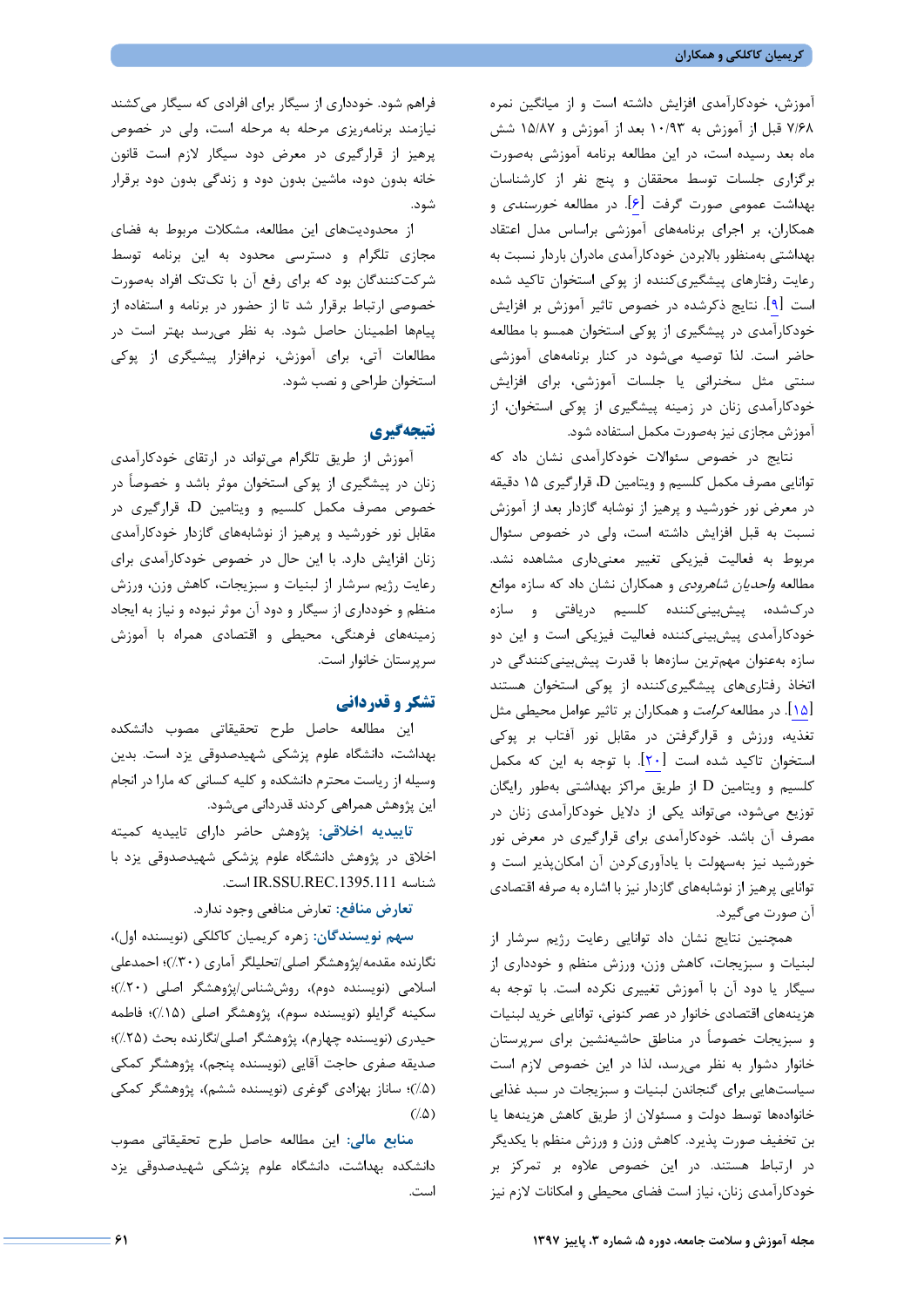آموزش، خودکارآمدی افزایش داشته است و از میانگین نمره ۷/۶۸ قبل از آموزش به ۱۰/۹۳ بعد از آموزش و ۱۵/۸۷ شش ماه بعد رسیده است، در این مطالعه برنامه آموزشی بصورت برگزاری جلسات توسط محققان و پنج نفر از کارشناسان بهداشت عمومی صورت گرفت [۶]. در مطالعه خورسندی و همکاران، بر اجرای برنامه‌های آموزشی براساس مدل اعتقاد بهداشتی به‌منظور بالابردن خودکارآمدی مادران باردار نسبت به رعایت رفتارهای پیشگیری‌کننده از پوکی استخوان تاکید شده است [۹]. نتایج ذکرشده در خصوص تاثیر آموزش بر افزایش خودکارآمدی در پیشگیری از پوکی استخوان همسو با مطالعه حاضر است. لذا توصیه می‌شود در کنار برنامه‌های آموزشی سنتی مثل سخنرانی یا جلسات آموزشی، برای افزایش خودکارآمدی زنان در زمینه پیشگیری از پوکی استخوان، از آموزش مجازی نیز به‌صورت مکمل استفاده شود.

نتایج در خصوص سئوالات خودکارآمدی نشان داد که توانایی مصرف مکمل کلسیم و ویتامین D، قرارگیری ۱۵ دقیقه در معرض نور خورشید و پرهیز از نوشابه گازدار بعد از آموزش نسبت به قبل افزایش داشته است، ولی در خصوص سئوال مربوط به فعالیت فیزیکی تغییر معنی‌داری مشاهده نشد. مطالعه *واحدیان شاهرودی* و همکاران نشان داد که سازه موانع درک‌شده، پیش‌بینی‌کننده کلسیم دریافتی و سازه خودکارآمدی پیش‌بینی‌کننده فعالیت فیزیکی است و این دو سازه به‌عنوان مهم‌ترین سازه‌ها با قدرت پیش‌بینی‌کنندگی در اتخاذ رفتارهای پیشگیری‌کننده از پوکی استخوان هستند [۱۵]. در مطالعه *کرامت* و همکاران بر تاثیر عوامل محیطی مثل تغذیه، ورزش و قرارگرفتن در مقابل نور آفتاب بر پوکی استخوان تاکید شده است [۲۰]. با توجه به این که مکمل کلسیم و ویتامین D از طریق مراکز بهداشتی بطور رایگان توزیع می‌شود، می‌تواند یکی از دلایل خودکارآمدی زنان در مصرف آن باشد. خودکارآمدی برای قرارگیری در معرض نور خورشید نیز به‌سهولت با یادآوری‌کردن آن امکان‌پذیر است و توانایی پرهیز از نوشابه‌های گازدار نیز با اشاره به صرفه اقتصادی آن صورت می‌گیرد.

همچنین نتایج نشان داد توانایی رعایت رژیم سرشار از لبنیات و سبزیجات، کاهش وزن، ورزش منظم و خودداری از سیگار یا دود آن با آموزش تغییری نکرده است. با توجه به هزینه‌های اقتصادی خانوار در عصر کنونی، توانایی خرید لبنیات و سبزیجات خصوصاً در مناطق حاشیه‌نشین برای سرپرستان خانوار دشوار به نظر می‌رسد، لذا در این خصوص لازم است سیاست‌هایی برای گنجاندن لبنیات و سبزیجات در سبد غذایی خانواده‌ها توسط دولت و مسئولان از طریق کاهش هزینه‌ها یا بن تخفیف صورت پذیرد. کاهش وزن و ورزش منظم با یکدیگر در ارتباط هستند. در این خصوص علاوه بر تمرکز بر خودکارآمدی زنان، نیاز است فضای محیطی و امکانات لازم نیز فراهم شود. خودداری از سیگار برای افرادی که سیگار می‌کشند نیازمند برنامه‌ریزی مرحله به مرحله است، ولی در خصوص پرهیز از قرارگیری در معرض دود سیگار لازم است قانون خانه بدون دود، ماشین بدون دود و زندگی بدون دود برقرار شود.

از محدودیت‌های این مطالعه، مشکلات مربوط به فضای مجازی تلگرام و دسترسی محدود به این برنامه توسط شرکت‌کنندگان بود که برای رفع آن با تک‌تک افراد به‌صورت خصوصی ارتباط برقرار شد تا از حضور در برنامه و استفاده از پیام‌ها اطمینان حاصل شود. به نظر می‌رسد بهتر است در مطالعات آتی، برای آموزش، نرم‌افزار پیشگیری از پوکی استخوان طراحی و نصب شود.

## نتیجه‌گیری

آموزش از طریق تلگرام می‌تواند در ارتقای خودکارآمدی زنان در پیشگیری از پوکی استخوان موثر باشد و خصوصاً در خصوص مصرف مکمل کلسیم و ویتامین D، قرارگیری در مقابل نور خورشید و پرهیز از نوشابه‌های گازدار خودکارآمدی زنان افزایش دارد. با این حال در خصوص خودکارآمدی برای رعایت رژیم سرشار از لبنیات و سبزیجات، کاهش وزن، ورزش منظم و خودداری از سیگار و دود آن موثر نبوده و نیاز به ایجاد زمینه‌های فرهنگی، محیطی و اقتصادی همراه با آموزش سرپرستان خانوار است.

## تشکر و قدردانی

این مطالعه حاصل طرح تحقیقاتی مصوب دانشکده بهداشت، دانشگاه علوم پزشکی شهیدصدوقی یزد است. بدین وسیله از ریاست محترم دانشکده و کلیه کسانی که ما را در انجام این پژوهش همراهی کردند قدردانی می‌شود.

**تاییدیه اخلاقی:** پژوهش حاضر دارای تاییدیه کمیته اخلاق در پژوهش دانشگاه علوم پزشکی شهیدصدوقی یزد با شناسه IR.SSU.REC.1395.111 است.

**تعارض منافع:** تعارض منافعی وجود ندارد.

**سهم نویسندگان:** زهره کریمیان کاکلکی (نویسنده اول)، نگارنده مقدمه/پژوهشگر اصلی/تحلیلگر آماری (۳۰٪)؛ احمدعلی اسلامی (نویسنده دوم)، روش‌شناس/پژوهشگر اصلی (۲۰٪)؛ سکینه گرایلو (نویسنده سوم)، پژوهشگر اصلی (۱۵٪)؛ فاطمه حیدری (نویسنده چهارم)، پژوهشگر اصلی/نگارنده بحث (۲۵٪)؛ صدیقه صفری حاجت آقایی (نویسنده پنجم)، پژوهشگر کمکی (۵٪)؛ ساناز بهزادی گوغری (نویسنده ششم)، پژوهشگر کمکی (۵٪)

**منابع مالی:** این مطالعه حاصل طرح تحقیقاتی مصوب دانشکده بهداشت، دانشگاه علوم پزشکی شهیدصدوقی یزد است.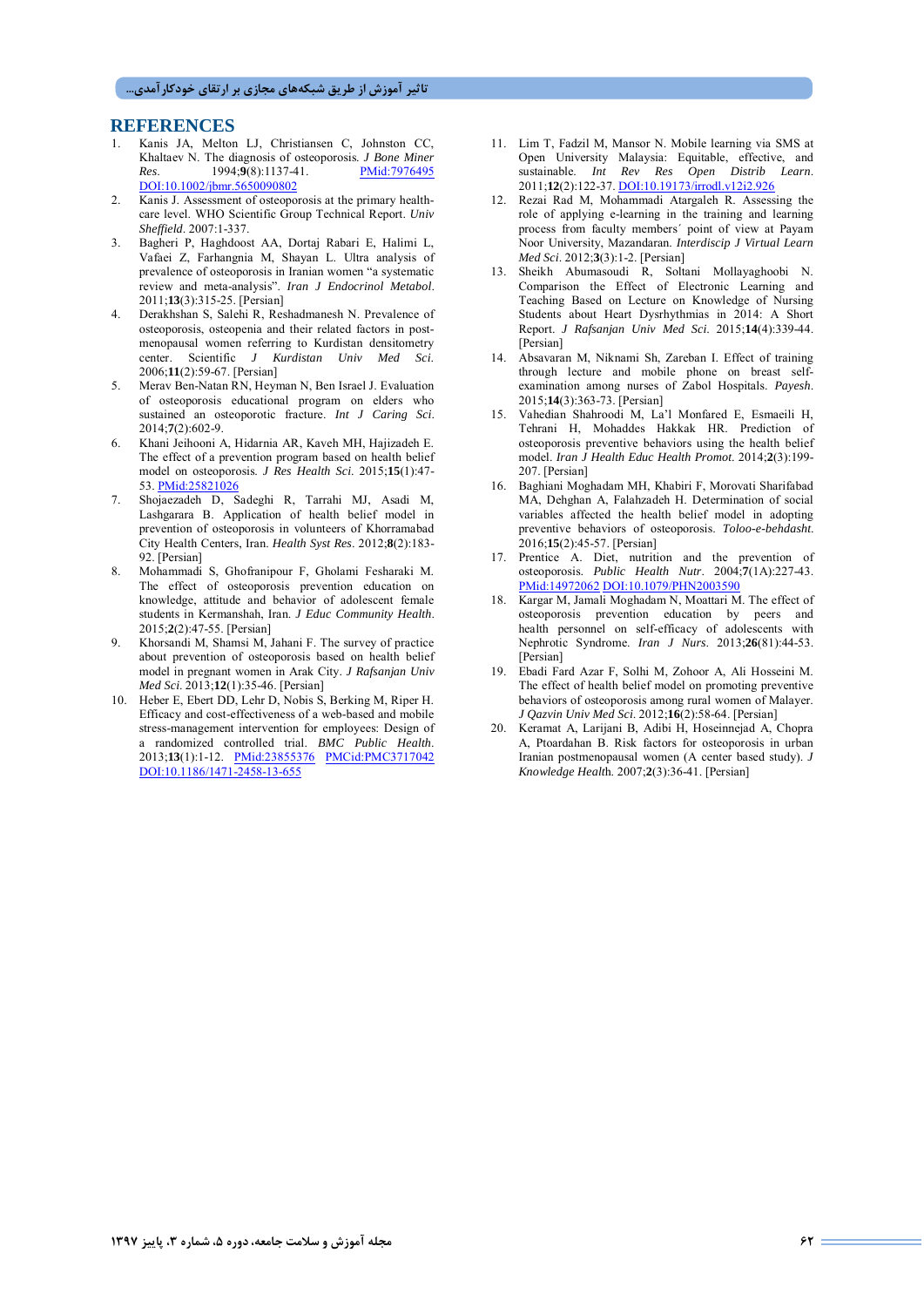# REFERENCES

1. Kanis JA, Melton LJ, Christiansen C, Johnston CC, Khaltaev N. The diagnosis of osteoporosis. *J Bone Miner Res*. 1994;**9**(8):1137-41. PMid:7976495 DOI:10.1002/jbmr.5650090802
2. Kanis J. Assessment of osteoporosis at the primary health-care level. WHO Scientific Group Technical Report. *Univ Sheffield*. 2007:1-337.
3. Bagheri P, Haghdoost AA, Dortaj Rabari E, Halimi L, Vafaei Z, Farhangnia M, Shayan L. Ultra analysis of prevalence of osteoporosis in Iranian women "a systematic review and meta-analysis". *Iran J Endocrinol Metabol*. 2011;**13**(3):315-25. [Persian]
4. Derakhshan S, Salehi R, Reshadmanesh N. Prevalence of osteoporosis, osteopenia and their related factors in post-menopausal women referring to Kurdistan densitometry center. Scientific *J Kurdistan Univ Med Sci*. 2006;**11**(2):59-67. [Persian]
5. Merav Ben-Natan RN, Heyman N, Ben Israel J. Evaluation of osteoporosis educational program on elders who sustained an osteoporotic fracture. *Int J Caring Sci*. 2014;**7**(2):602-9.
6. Khani Jeihooni A, Hidarnia AR, Kaveh MH, Hajizadeh E. The effect of a prevention program based on health belief model on osteoporosis. *J Res Health Sci*. 2015;**15**(1):47-53. PMid:25821026
7. Shojaezadeh D, Sadeghi R, Tarrahi MJ, Asadi M, Lashgarara B. Application of health belief model in prevention of osteoporosis in volunteers of Khorramabad City Health Centers, Iran. *Health Syst Res*. 2012;**8**(2):183-92. [Persian]
8. Mohammadi S, Ghofranipour F, Gholami Fesharaki M. The effect of osteoporosis prevention education on knowledge, attitude and behavior of adolescent female students in Kermanshah, Iran. *J Educ Community Health*. 2015;**2**(2):47-55. [Persian]
9. Khorsandi M, Shamsi M, Jahani F. The survey of practice about prevention of osteoporosis based on health belief model in pregnant women in Arak City. *J Rafsanjan Univ Med Sci*. 2013;**12**(1):35-46. [Persian]
10. Heber E, Ebert DD, Lehr D, Nobis S, Berking M, Riper H. Efficacy and cost-effectiveness of a web-based and mobile stress-management intervention for employees: Design of a randomized controlled trial. *BMC Public Health*. 2013;**13**(1):1-12. PMid:23855376 PMCid:PMC3717042 DOI:10.1186/1471-2458-13-655
11. Lim T, Fadzil M, Mansor N. Mobile learning via SMS at Open University Malaysia: Equitable, effective, and sustainable. *Int Rev Res Open Distrib Learn*. 2011;**12**(2):122-37. DOI:10.19173/irrodl.v12i2.926
12. Rezai Rad M, Mohammadi Atargaleh R. Assessing the role of applying e-learning in the training and learning process from faculty members´ point of view at Payam Noor University, Mazandaran. *Interdiscip J Virtual Learn Med Sci*. 2012;**3**(3):1-2. [Persian]
13. Sheikh Abumasoudi R, Soltani Mollayaghoobi N. Comparison the Effect of Electronic Learning and Teaching Based on Lecture on Knowledge of Nursing Students about Heart Dysrhythmias in 2014: A Short Report. *J Rafsanjan Univ Med Sci*. 2015;**14**(4):339-44. [Persian]
14. Absavaran M, Niknami Sh, Zareban I. Effect of training through lecture and mobile phone on breast self-examination among nurses of Zabol Hospitals. *Payesh*. 2015;**14**(3):363-73. [Persian]
15. Vahedian Shahroodi M, La'l Monfared E, Esmaeili H, Tehrani H, Mohaddes Hakkak HR. Prediction of osteoporosis preventive behaviors using the health belief model. *Iran J Health Educ Health Promot*. 2014;**2**(3):199-207. [Persian]
16. Baghiani Moghadam MH, Khabiri F, Morovati Sharifabad MA, Dehghan A, Falahzadeh H. Determination of social variables affected the health belief model in adopting preventive behaviors of osteoporosis. *Toloo-e-behdasht*. 2016;**15**(2):45-57. [Persian]
17. Prentice A. Diet, nutrition and the prevention of osteoporosis. *Public Health Nutr*. 2004;**7**(1A):227-43. PMid:14972062 DOI:10.1079/PHN2003590
18. Kargar M, Jamali Moghadam N, Moattari M. The effect of osteoporosis prevention education by peers and health personnel on self-efficacy of adolescents with Nephrotic Syndrome. *Iran J Nurs*. 2013;**26**(81):44-53. [Persian]
19. Ebadi Fard Azar F, Solhi M, Zohoor A, Ali Hosseini M. The effect of health belief model on promoting preventive behaviors of osteoporosis among rural women of Malayer. *J Qazvin Univ Med Sci*. 2012;**16**(2):58-64. [Persian]
20. Keramat A, Larijani B, Adibi H, Hoseinnejad A, Chopra A, Ptoardahan B. Risk factors for osteoporosis in urban Iranian postmenopausal women (A center based study). *J Knowledge Health*. 2007;**2**(3):36-41. [Persian]